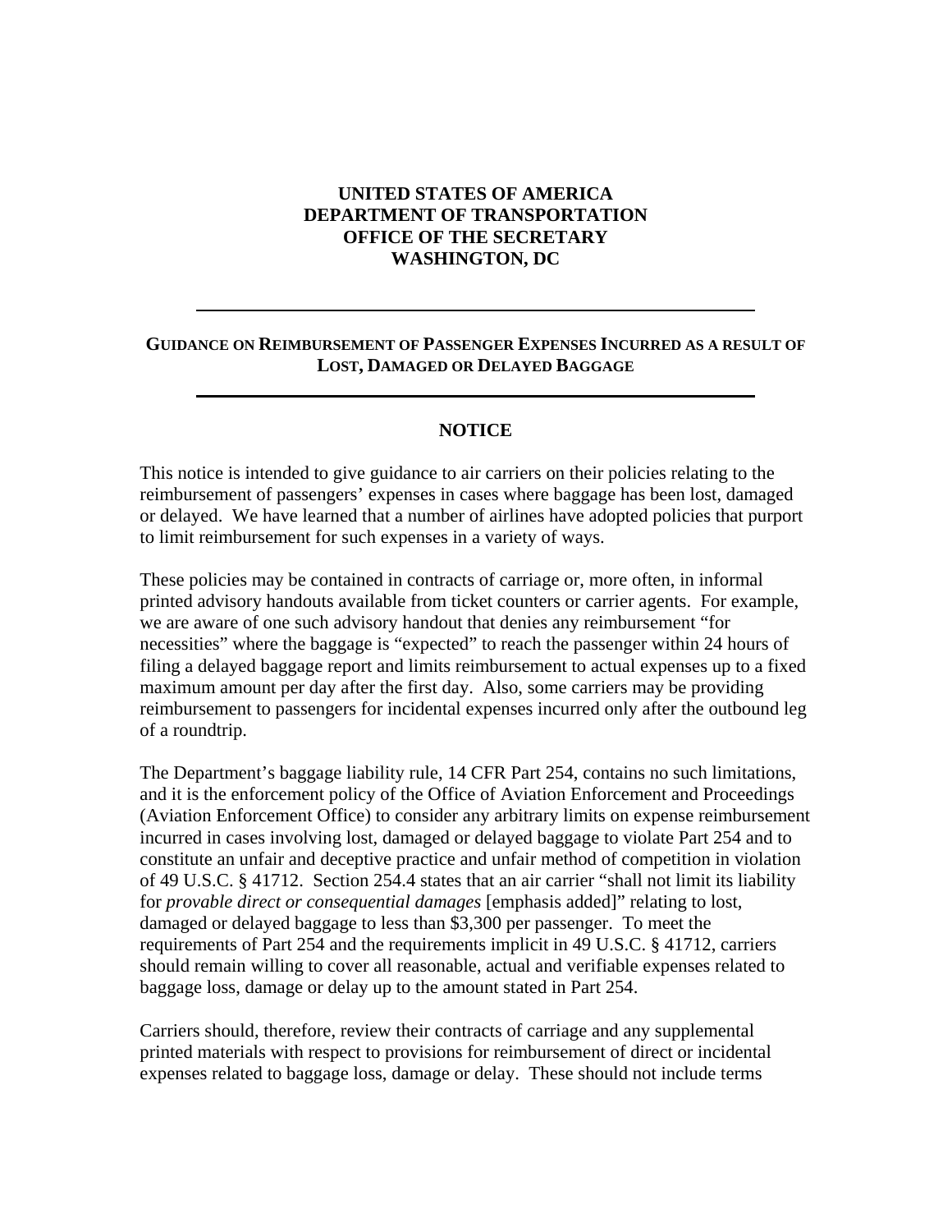**UNITED STATES OF AMERICA**
**DEPARTMENT OF TRANSPORTATION**
**OFFICE OF THE SECRETARY**
**WASHINGTON, DC**

---

## GUIDANCE ON REIMBURSEMENT OF PASSENGER EXPENSES INCURRED AS A RESULT OF LOST, DAMAGED OR DELAYED BAGGAGE

---

### NOTICE

This notice is intended to give guidance to air carriers on their policies relating to the reimbursement of passengers' expenses in cases where baggage has been lost, damaged or delayed. We have learned that a number of airlines have adopted policies that purport to limit reimbursement for such expenses in a variety of ways.

These policies may be contained in contracts of carriage or, more often, in informal printed advisory handouts available from ticket counters or carrier agents. For example, we are aware of one such advisory handout that denies any reimbursement "for necessities" where the baggage is "expected" to reach the passenger within 24 hours of filing a delayed baggage report and limits reimbursement to actual expenses up to a fixed maximum amount per day after the first day. Also, some carriers may be providing reimbursement to passengers for incidental expenses incurred only after the outbound leg of a roundtrip.

The Department's baggage liability rule, 14 CFR Part 254, contains no such limitations, and it is the enforcement policy of the Office of Aviation Enforcement and Proceedings (Aviation Enforcement Office) to consider any arbitrary limits on expense reimbursement incurred in cases involving lost, damaged or delayed baggage to violate Part 254 and to constitute an unfair and deceptive practice and unfair method of competition in violation of 49 U.S.C. § 41712. Section 254.4 states that an air carrier "shall not limit its liability for *provable direct or consequential damages* [emphasis added]" relating to lost, damaged or delayed baggage to less than $3,300 per passenger. To meet the requirements of Part 254 and the requirements implicit in 49 U.S.C. § 41712, carriers should remain willing to cover all reasonable, actual and verifiable expenses related to baggage loss, damage or delay up to the amount stated in Part 254.

Carriers should, therefore, review their contracts of carriage and any supplemental printed materials with respect to provisions for reimbursement of direct or incidental expenses related to baggage loss, damage or delay. These should not include terms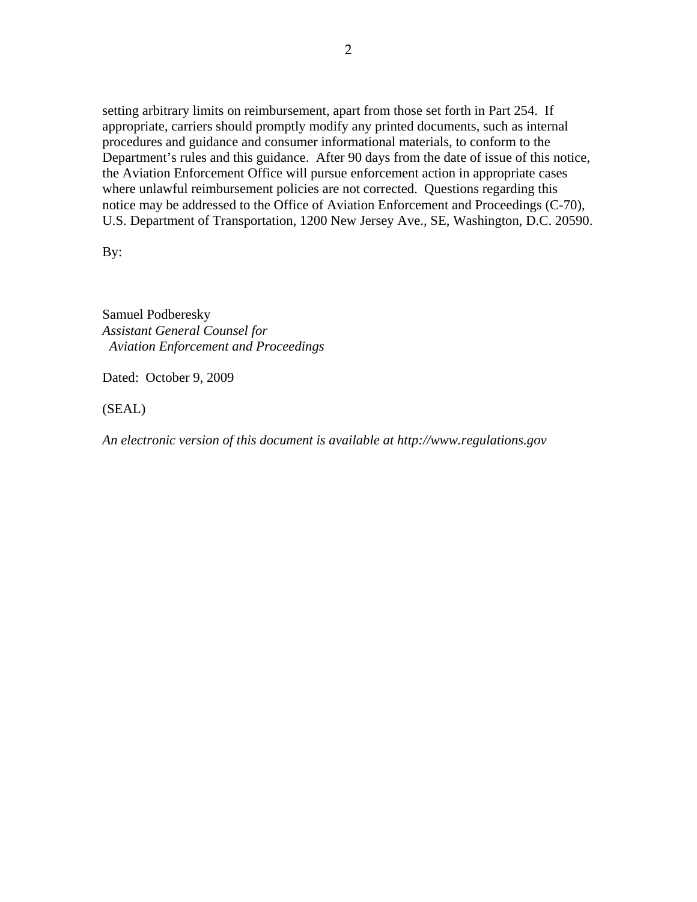setting arbitrary limits on reimbursement, apart from those set forth in Part 254. If appropriate, carriers should promptly modify any printed documents, such as internal procedures and guidance and consumer informational materials, to conform to the Department's rules and this guidance. After 90 days from the date of issue of this notice, the Aviation Enforcement Office will pursue enforcement action in appropriate cases where unlawful reimbursement policies are not corrected. Questions regarding this notice may be addressed to the Office of Aviation Enforcement and Proceedings (C-70), U.S. Department of Transportation, 1200 New Jersey Ave., SE, Washington, D.C. 20590.

By:

Samuel Podberesky
*Assistant General Counsel for*
*Aviation Enforcement and Proceedings*

Dated: October 9, 2009

(SEAL)

*An electronic version of this document is available at http://www.regulations.gov*